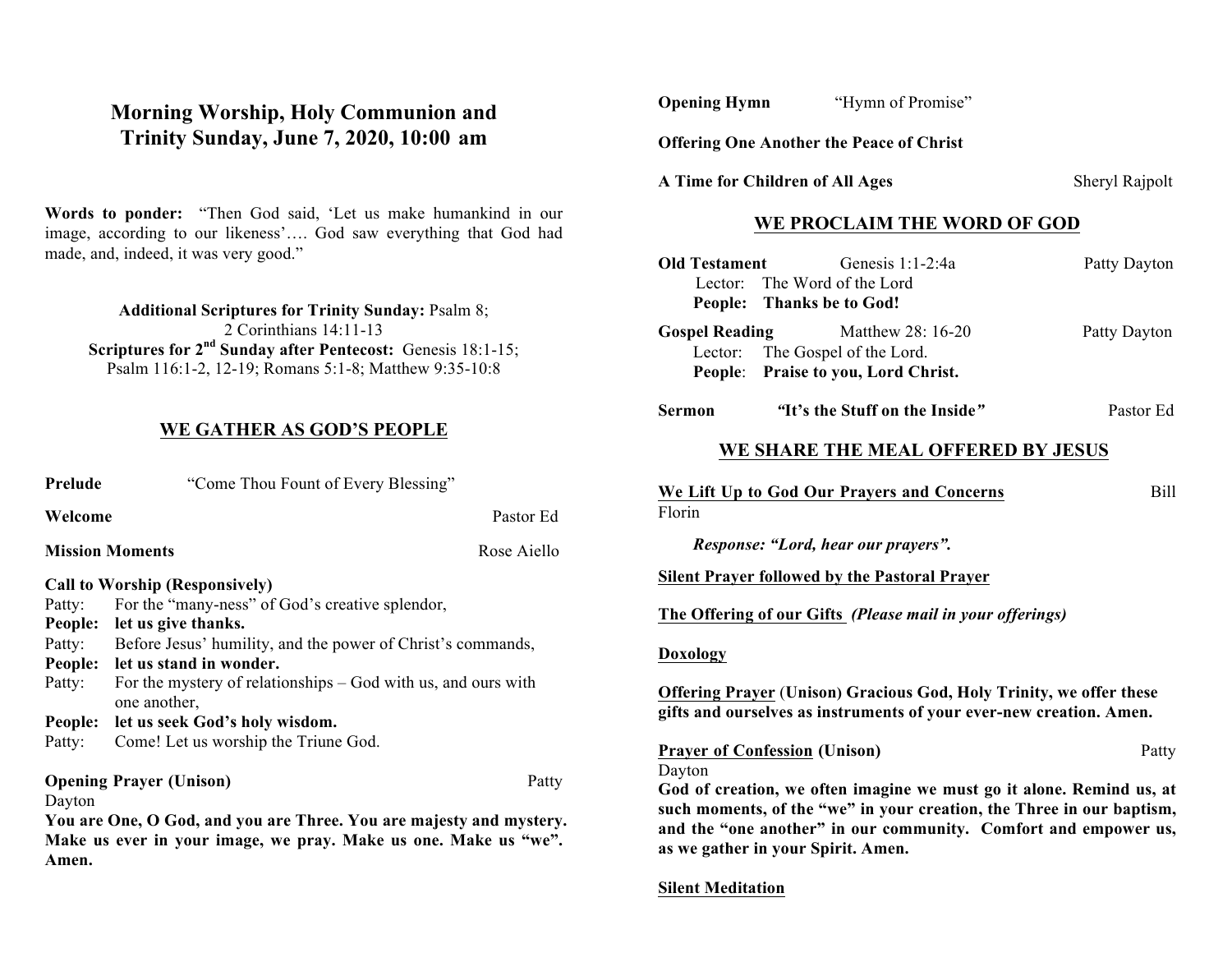# Morning Worship, Holy Communion and Trinity Sunday, June 7, 2020, 10:00 am

**Words to ponder:** "Then God said, 'Let us make humankind in our image, according to our likeness'…. God saw everything that God had made, and, indeed, it was very good."

**Additional Scriptures for Trinity Sunday:** Psalm 8; 2 Corinthians 14:11-13
**Scriptures for 2nd Sunday after Pentecost:** Genesis 18:1-15; Psalm 116:1-2, 12-19; Romans 5:1-8; Matthew 9:35-10:8

## WE GATHER AS GOD'S PEOPLE

**Prelude** "Come Thou Fount of Every Blessing"

**Welcome** Pastor Ed

**Mission Moments** Rose Aiello

**Call to Worship (Responsively)**

Patty: For the "many-ness" of God's creative splendor,
**People: let us give thanks.**
Patty: Before Jesus' humility, and the power of Christ's commands,
**People: let us stand in wonder.**
Patty: For the mystery of relationships – God with us, and ours with one another,
**People: let us seek God's holy wisdom.**
Patty: Come! Let us worship the Triune God.

**Opening Prayer (Unison)** Patty Dayton

**You are One, O God, and you are Three. You are majesty and mystery. Make us ever in your image, we pray. Make us one. Make us "we". Amen.**

**Opening Hymn** "Hymn of Promise"

**Offering One Another the Peace of Christ**

**A Time for Children of All Ages** Sheryl Rajpolt

## WE PROCLAIM THE WORD OF GOD

**Old Testament** Genesis 1:1-2:4a Patty Dayton
Lector: The Word of the Lord
**People: Thanks be to God!**

**Gospel Reading** Matthew 28: 16-20 Patty Dayton
Lector: The Gospel of the Lord.
**People: Praise to you, Lord Christ.**

**Sermon** ***"It's the Stuff on the Inside"*** Pastor Ed

## WE SHARE THE MEAL OFFERED BY JESUS

**We Lift Up to God Our Prayers and Concerns** Bill Florin

***Response: "Lord, hear our prayers".***

**Silent Prayer followed by the Pastoral Prayer**

**The Offering of our Gifts** ***(Please mail in your offerings)***

**Doxology**

**Offering Prayer (Unison) Gracious God, Holy Trinity, we offer these gifts and ourselves as instruments of your ever-new creation. Amen.**

**Prayer of Confession (Unison)** Patty Dayton

**God of creation, we often imagine we must go it alone. Remind us, at such moments, of the "we" in your creation, the Three in our baptism, and the "one another" in our community. Comfort and empower us, as we gather in your Spirit. Amen.**

**Silent Meditation**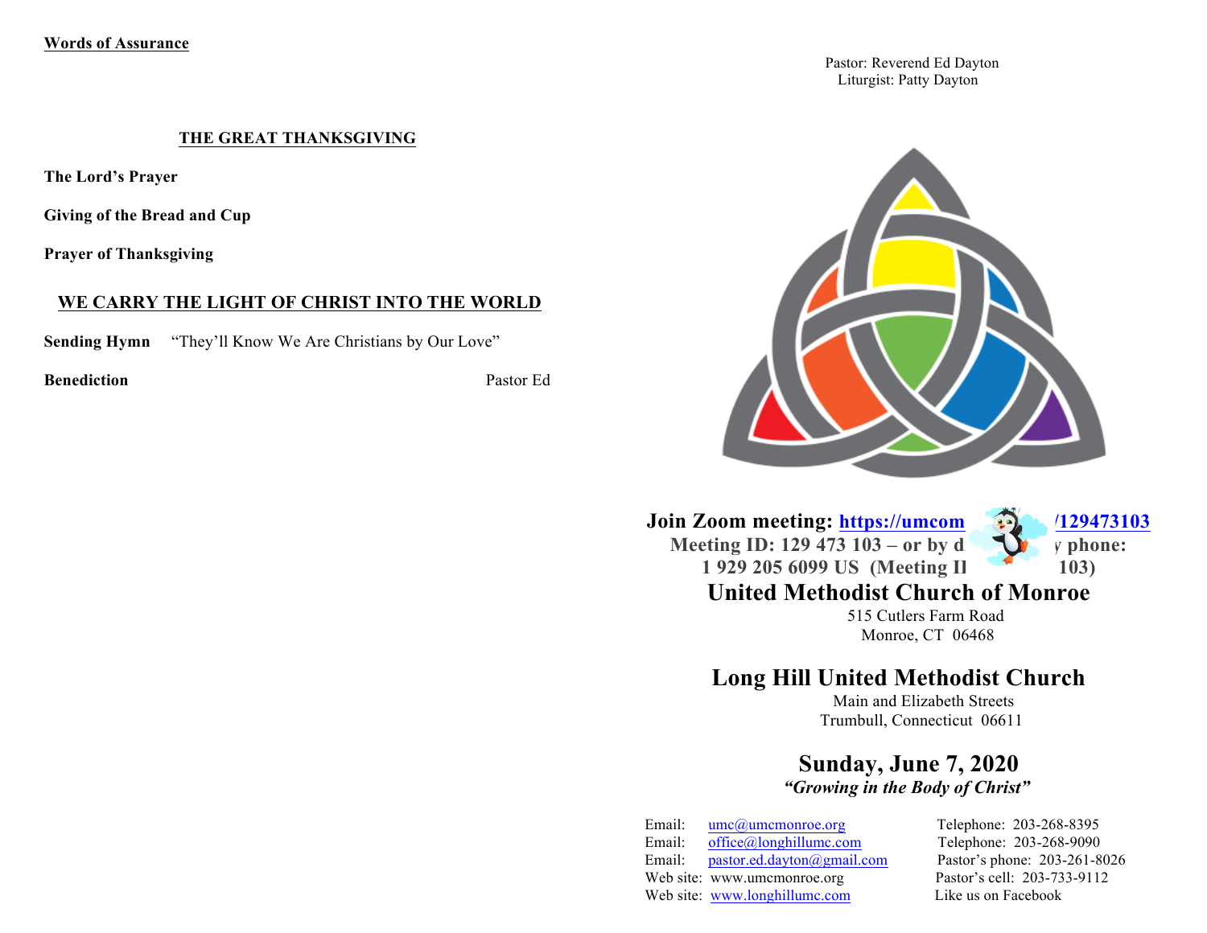**Words of Assurance**

## THE GREAT THANKSGIVING

**The Lord's Prayer**

**Giving of the Bread and Cup**

**Prayer of Thanksgiving**

## WE CARRY THE LIGHT OF CHRIST INTO THE WORLD

**Sending Hymn** "They'll Know We Are Christians by Our Love"

**Benediction** Pastor Ed

Pastor: Reverend Ed Dayton
Liturgist: Patty Dayton

**Join Zoom meeting: https://umcom /129473103**
**Meeting ID: 129 473 103 – or by d y phone:**
**1 929 205 6099 US (Meeting II 103)**

# United Methodist Church of Monroe

515 Cutlers Farm Road
Monroe, CT 06468

# Long Hill United Methodist Church

Main and Elizabeth Streets
Trumbull, Connecticut 06611

## Sunday, June 7, 2020

***"Growing in the Body of Christ"***

| | |
|---|---|
| Email: umc@umcmonroe.org | Telephone: 203-268-8395 |
| Email: office@longhillumc.com | Telephone: 203-268-9090 |
| Email: pastor.ed.dayton@gmail.com | Pastor's phone: 203-261-8026 |
| Web site: www.umcmonroe.org | Pastor's cell: 203-733-9112 |
| Web site: www.longhillumc.com | Like us on Facebook |